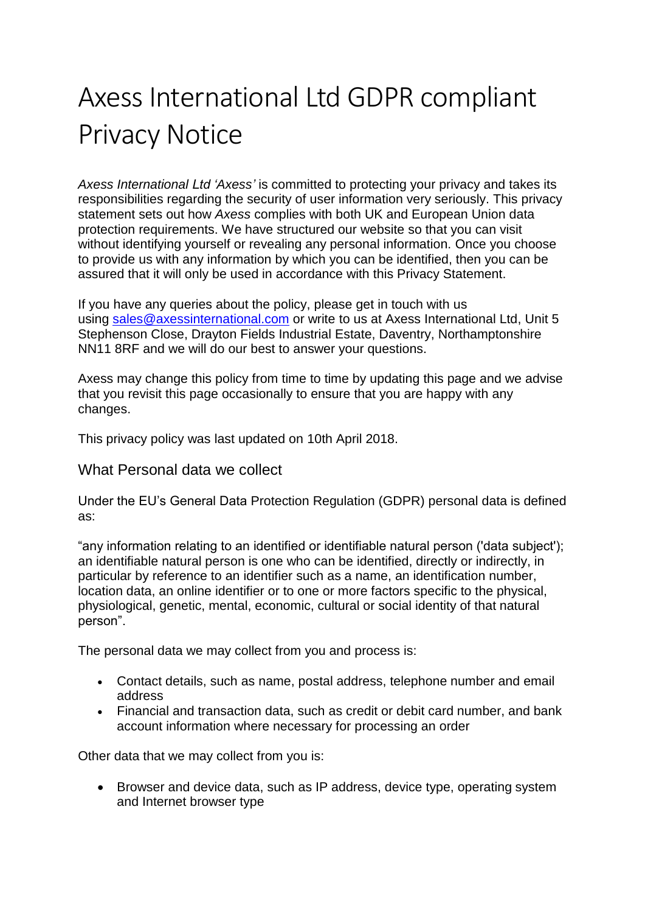# Axess International Ltd GDPR compliant Privacy Notice

*Axess International Ltd 'Axess'* is committed to protecting your privacy and takes its responsibilities regarding the security of user information very seriously. This privacy statement sets out how *Axess* complies with both UK and European Union data protection requirements. We have structured our website so that you can visit without identifying yourself or revealing any personal information. Once you choose to provide us with any information by which you can be identified, then you can be assured that it will only be used in accordance with this Privacy Statement.

If you have any queries about the policy, please get in touch with us using [sales@axessinternational.com](mailto:sales@axessinternational.com) or write to us at Axess International Ltd, Unit 5 Stephenson Close, Drayton Fields Industrial Estate, Daventry, Northamptonshire NN11 8RF and we will do our best to answer your questions.

Axess may change this policy from time to time by updating this page and we advise that you revisit this page occasionally to ensure that you are happy with any changes.

This privacy policy was last updated on 10th April 2018.

## What Personal data we collect

Under the EU's General Data Protection Regulation (GDPR) personal data is defined as:

"any information relating to an identified or identifiable natural person ('data subject'); an identifiable natural person is one who can be identified, directly or indirectly, in particular by reference to an identifier such as a name, an identification number, location data, an online identifier or to one or more factors specific to the physical, physiological, genetic, mental, economic, cultural or social identity of that natural person".

The personal data we may collect from you and process is:

- Contact details, such as name, postal address, telephone number and email address
- Financial and transaction data, such as credit or debit card number, and bank account information where necessary for processing an order

Other data that we may collect from you is:

- Browser and device data, such as IP address, device type, operating system and Internet browser type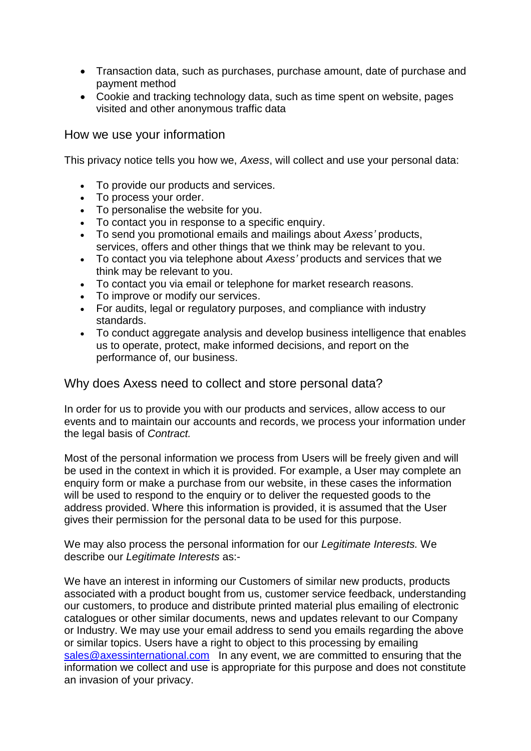- Transaction data, such as purchases, purchase amount, date of purchase and payment method
- Cookie and tracking technology data, such as time spent on website, pages visited and other anonymous traffic data

## How we use your information

This privacy notice tells you how we, *Axess*, will collect and use your personal data:

- To provide our products and services.
- To process your order.
- To personalise the website for you.
- To contact you in response to a specific enquiry.
- To send you promotional emails and mailings about *Axess'* products, services, offers and other things that we think may be relevant to you.
- To contact you via telephone about *Axess'* products and services that we think may be relevant to you.
- To contact you via email or telephone for market research reasons.
- To improve or modify our services.
- For audits, legal or regulatory purposes, and compliance with industry standards.
- To conduct aggregate analysis and develop business intelligence that enables us to operate, protect, make informed decisions, and report on the performance of, our business.

## Why does Axess need to collect and store personal data?

In order for us to provide you with our products and services, allow access to our events and to maintain our accounts and records, we process your information under the legal basis of *Contract.*

Most of the personal information we process from Users will be freely given and will be used in the context in which it is provided. For example, a User may complete an enquiry form or make a purchase from our website, in these cases the information will be used to respond to the enquiry or to deliver the requested goods to the address provided. Where this information is provided, it is assumed that the User gives their permission for the personal data to be used for this purpose.

We may also process the personal information for our *Legitimate Interests.* We describe our *Legitimate Interests* as:-

We have an interest in informing our Customers of similar new products, products associated with a product bought from us, customer service feedback, understanding our customers, to produce and distribute printed material plus emailing of electronic catalogues or other similar documents, news and updates relevant to our Company or Industry. We may use your email address to send you emails regarding the above or similar topics. Users have a right to object to this processing by emailing sales@axessinternational.com In any event, we are committed to ensuring that the information we collect and use is appropriate for this purpose and does not constitute an invasion of your privacy.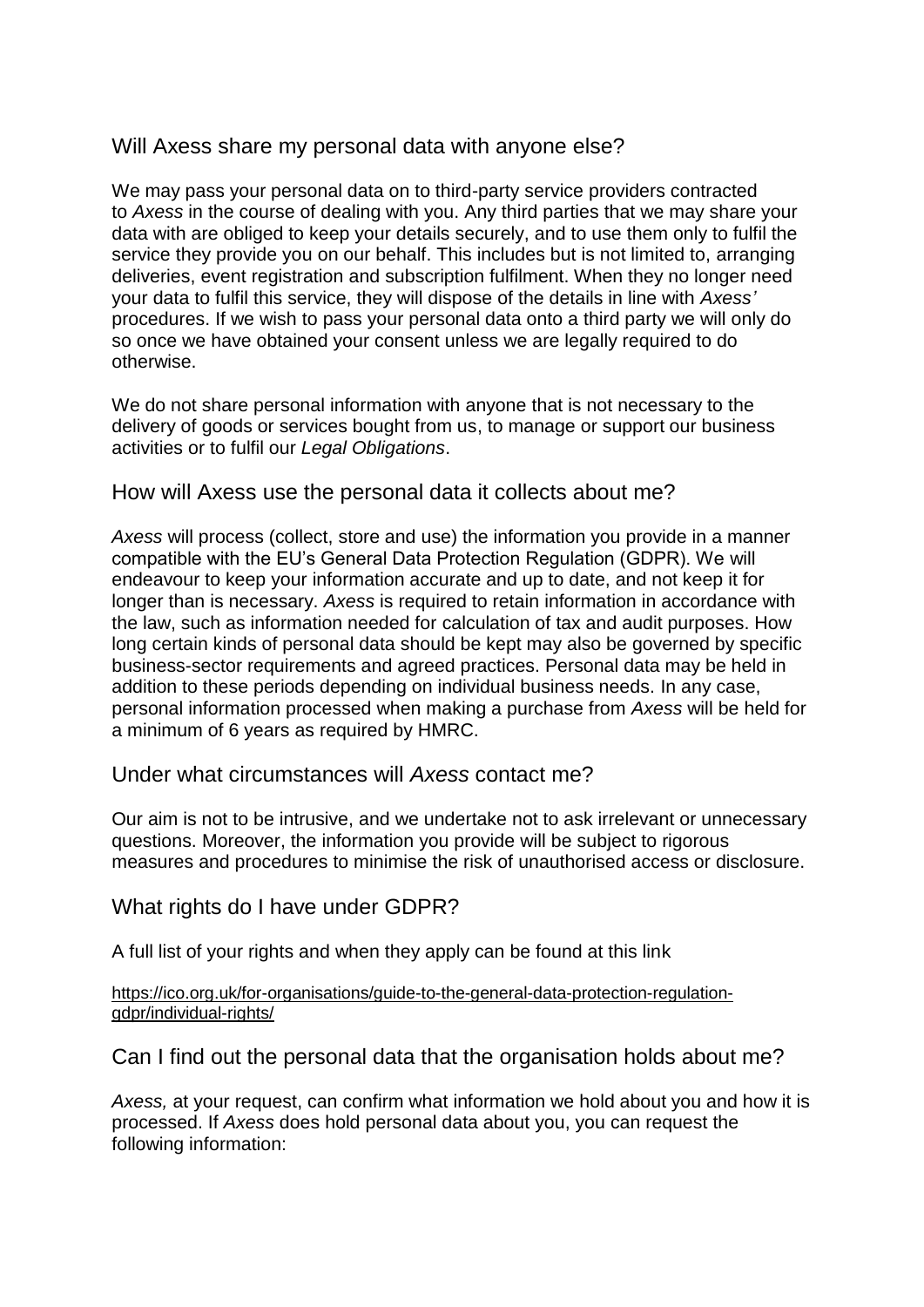## Will Axess share my personal data with anyone else?

We may pass your personal data on to third-party service providers contracted to *Axess* in the course of dealing with you. Any third parties that we may share your data with are obliged to keep your details securely, and to use them only to fulfil the service they provide you on our behalf. This includes but is not limited to, arranging deliveries, event registration and subscription fulfilment. When they no longer need your data to fulfil this service, they will dispose of the details in line with *Axess'* procedures. If we wish to pass your personal data onto a third party we will only do so once we have obtained your consent unless we are legally required to do otherwise.

We do not share personal information with anyone that is not necessary to the delivery of goods or services bought from us, to manage or support our business activities or to fulfil our *Legal Obligations*.

## How will Axess use the personal data it collects about me?

*Axess* will process (collect, store and use) the information you provide in a manner compatible with the EU's General Data Protection Regulation (GDPR). We will endeavour to keep your information accurate and up to date, and not keep it for longer than is necessary. *Axess* is required to retain information in accordance with the law, such as information needed for calculation of tax and audit purposes. How long certain kinds of personal data should be kept may also be governed by specific business-sector requirements and agreed practices. Personal data may be held in addition to these periods depending on individual business needs. In any case, personal information processed when making a purchase from *Axess* will be held for a minimum of 6 years as required by HMRC.

## Under what circumstances will *Axess* contact me?

Our aim is not to be intrusive, and we undertake not to ask irrelevant or unnecessary questions. Moreover, the information you provide will be subject to rigorous measures and procedures to minimise the risk of unauthorised access or disclosure.

## What rights do I have under GDPR?

A full list of your rights and when they apply can be found at this link

https://ico.org.uk/for-organisations/guide-to-the-general-data-protection-regulation-gdpr/individual-rights/

## Can I find out the personal data that the organisation holds about me?

*Axess,* at your request, can confirm what information we hold about you and how it is processed. If *Axess* does hold personal data about you, you can request the following information: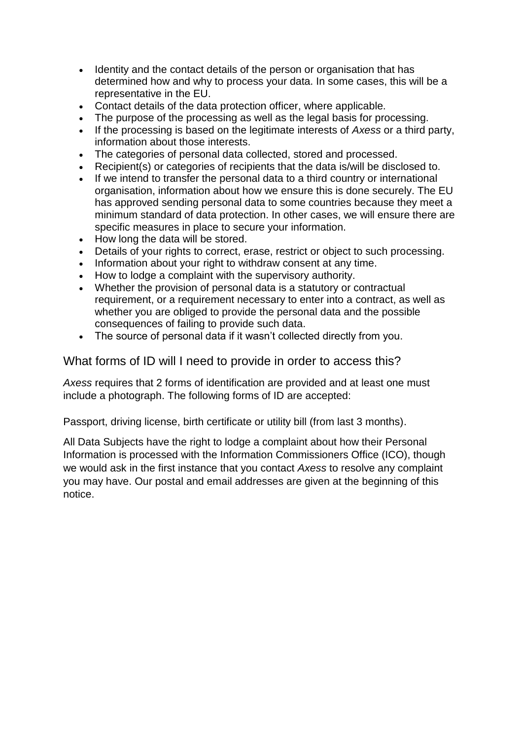- Identity and the contact details of the person or organisation that has determined how and why to process your data. In some cases, this will be a representative in the EU.
- Contact details of the data protection officer, where applicable.
- The purpose of the processing as well as the legal basis for processing.
- If the processing is based on the legitimate interests of *Axess* or a third party, information about those interests.
- The categories of personal data collected, stored and processed.
- Recipient(s) or categories of recipients that the data is/will be disclosed to.
- If we intend to transfer the personal data to a third country or international organisation, information about how we ensure this is done securely. The EU has approved sending personal data to some countries because they meet a minimum standard of data protection. In other cases, we will ensure there are specific measures in place to secure your information.
- How long the data will be stored.
- Details of your rights to correct, erase, restrict or object to such processing.
- Information about your right to withdraw consent at any time.
- How to lodge a complaint with the supervisory authority.
- Whether the provision of personal data is a statutory or contractual requirement, or a requirement necessary to enter into a contract, as well as whether you are obliged to provide the personal data and the possible consequences of failing to provide such data.
- The source of personal data if it wasn't collected directly from you.

## What forms of ID will I need to provide in order to access this?

*Axess* requires that 2 forms of identification are provided and at least one must include a photograph. The following forms of ID are accepted:

Passport, driving license, birth certificate or utility bill (from last 3 months).

All Data Subjects have the right to lodge a complaint about how their Personal Information is processed with the Information Commissioners Office (ICO), though we would ask in the first instance that you contact *Axess* to resolve any complaint you may have. Our postal and email addresses are given at the beginning of this notice.